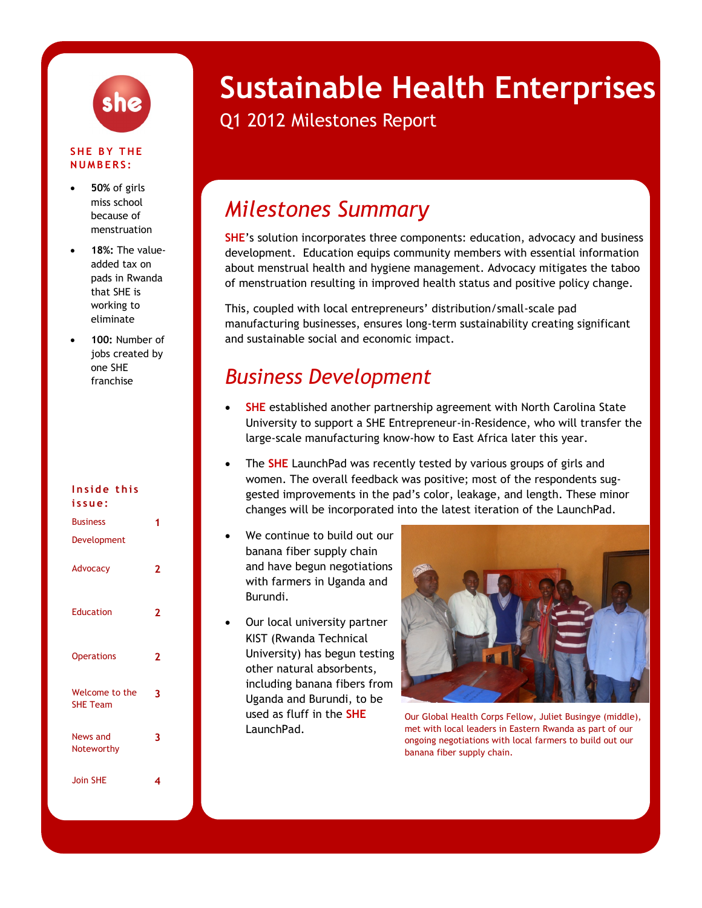# Sustainable Health Enterprises

Q1 2012 Milestones Report

**SHE BY THE NUMBERS:**

- **50%** of girls miss school because of menstruation
- **18%:** The value-added tax on pads in Rwanda that SHE is working to eliminate
- **100:** Number of jobs created by one SHE franchise

**Inside this issue:**

| | |
|---|---|
| Business Development | 1 |
| Advocacy | 2 |
| Education | 2 |
| Operations | 2 |
| Welcome to the SHE Team | 3 |
| News and Noteworthy | 3 |
| Join SHE | 4 |

## *Milestones Summary*

SHE's solution incorporates three components: education, advocacy and business development. Education equips community members with essential information about menstrual health and hygiene management. Advocacy mitigates the taboo of menstruation resulting in improved health status and positive policy change.

This, coupled with local entrepreneurs' distribution/small-scale pad manufacturing businesses, ensures long-term sustainability creating significant and sustainable social and economic impact.

## *Business Development*

- SHE established another partnership agreement with North Carolina State University to support a SHE Entrepreneur-in-Residence, who will transfer the large-scale manufacturing know-how to East Africa later this year.
- The SHE LaunchPad was recently tested by various groups of girls and women. The overall feedback was positive; most of the respondents suggested improvements in the pad's color, leakage, and length. These minor changes will be incorporated into the latest iteration of the LaunchPad.
- We continue to build out our banana fiber supply chain and have begun negotiations with farmers in Uganda and Burundi.
- Our local university partner KIST (Rwanda Technical University) has begun testing other natural absorbents, including banana fibers from Uganda and Burundi, to be used as fluff in the SHE LaunchPad.

Our Global Health Corps Fellow, Juliet Busingye (middle), met with local leaders in Eastern Rwanda as part of our ongoing negotiations with local farmers to build out our banana fiber supply chain.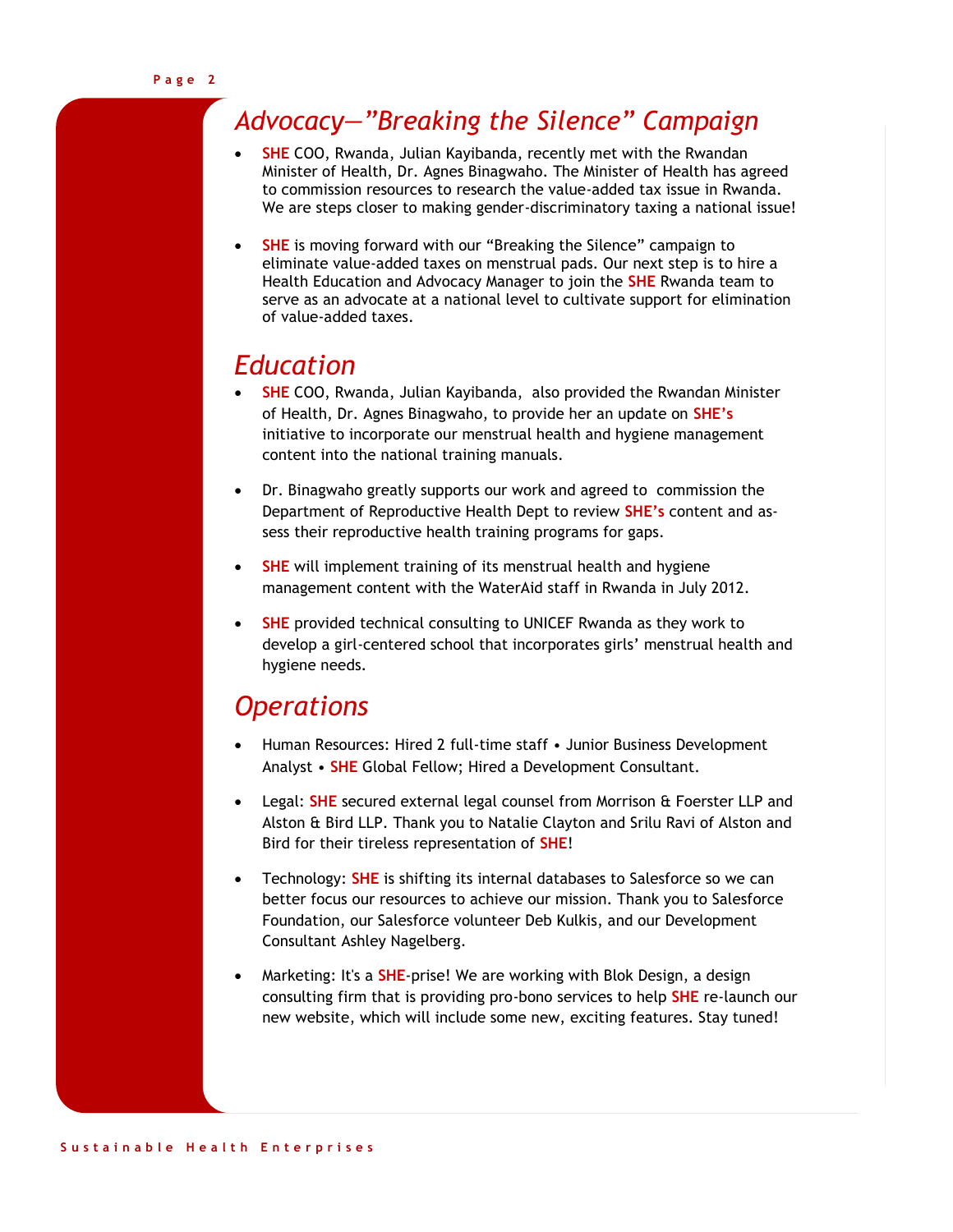## *Advocacy—"Breaking the Silence" Campaign*

- **SHE** COO, Rwanda, Julian Kayibanda, recently met with the Rwandan Minister of Health, Dr. Agnes Binagwaho. The Minister of Health has agreed to commission resources to research the value-added tax issue in Rwanda. We are steps closer to making gender-discriminatory taxing a national issue!

- **SHE** is moving forward with our "Breaking the Silence" campaign to eliminate value-added taxes on menstrual pads. Our next step is to hire a Health Education and Advocacy Manager to join the **SHE** Rwanda team to serve as an advocate at a national level to cultivate support for elimination of value-added taxes.

## *Education*

- **SHE** COO, Rwanda, Julian Kayibanda, also provided the Rwandan Minister of Health, Dr. Agnes Binagwaho, to provide her an update on **SHE's** initiative to incorporate our menstrual health and hygiene management content into the national training manuals.

- Dr. Binagwaho greatly supports our work and agreed to commission the Department of Reproductive Health Dept to review **SHE's** content and assess their reproductive health training programs for gaps.

- **SHE** will implement training of its menstrual health and hygiene management content with the WaterAid staff in Rwanda in July 2012.

- **SHE** provided technical consulting to UNICEF Rwanda as they work to develop a girl-centered school that incorporates girls' menstrual health and hygiene needs.

## *Operations*

- Human Resources: Hired 2 full-time staff • Junior Business Development Analyst • **SHE** Global Fellow; Hired a Development Consultant.

- Legal: **SHE** secured external legal counsel from Morrison & Foerster LLP and Alston & Bird LLP. Thank you to Natalie Clayton and Srilu Ravi of Alston and Bird for their tireless representation of **SHE**!

- Technology: **SHE** is shifting its internal databases to Salesforce so we can better focus our resources to achieve our mission. Thank you to Salesforce Foundation, our Salesforce volunteer Deb Kulkis, and our Development Consultant Ashley Nagelberg.

- Marketing: It's a **SHE**-prise! We are working with Blok Design, a design consulting firm that is providing pro-bono services to help **SHE** re-launch our new website, which will include some new, exciting features. Stay tuned!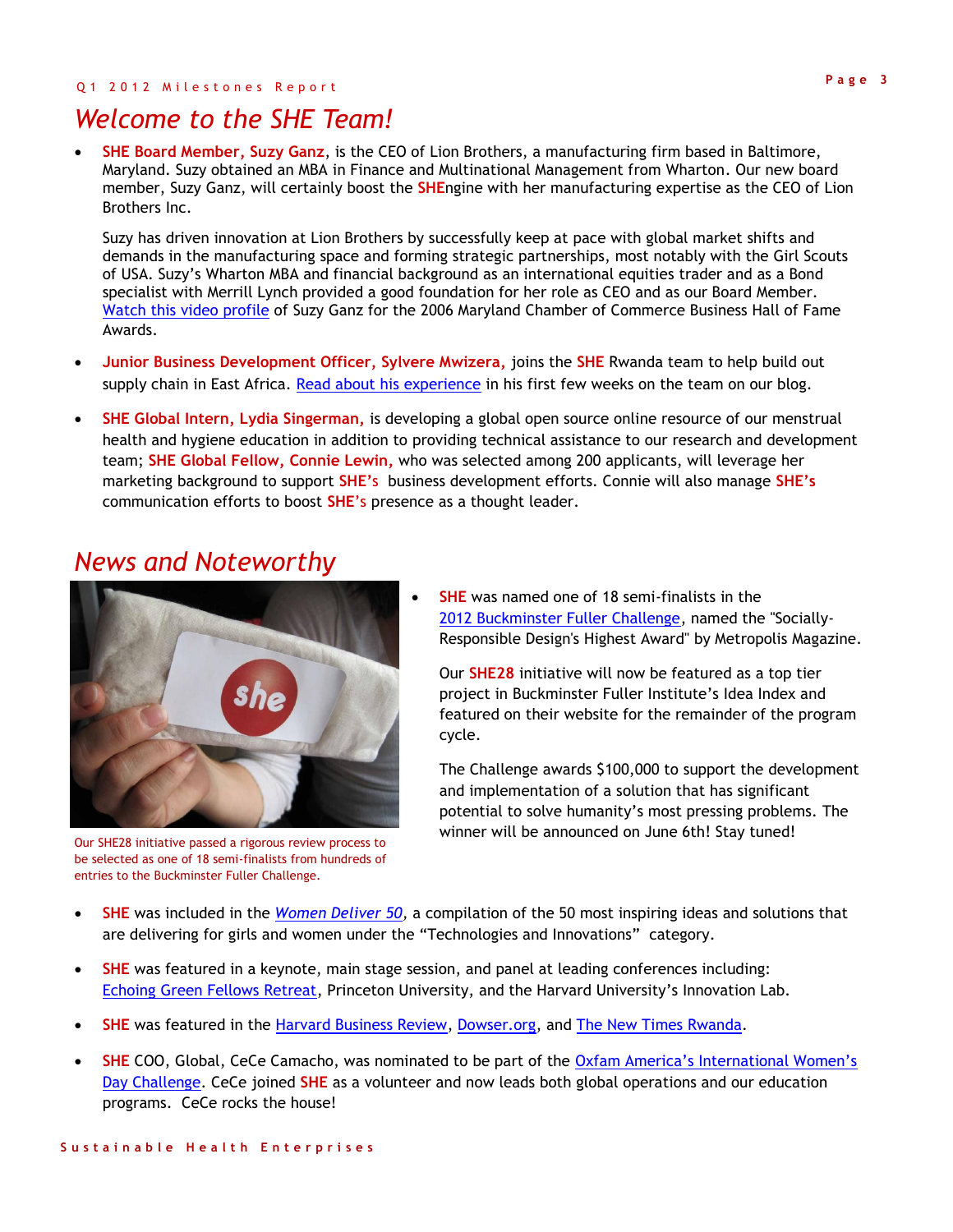# Welcome to the SHE Team!

- **SHE Board Member, Suzy Ganz**, is the CEO of Lion Brothers, a manufacturing firm based in Baltimore, Maryland. Suzy obtained an MBA in Finance and Multinational Management from Wharton. Our new board member, Suzy Ganz, will certainly boost the **SHE**ngine with her manufacturing expertise as the CEO of Lion Brothers Inc.

  Suzy has driven innovation at Lion Brothers by successfully keep at pace with global market shifts and demands in the manufacturing space and forming strategic partnerships, most notably with the Girl Scouts of USA. Suzy's Wharton MBA and financial background as an international equities trader and as a Bond specialist with Merrill Lynch provided a good foundation for her role as CEO and as our Board Member. Watch this video profile of Suzy Ganz for the 2006 Maryland Chamber of Commerce Business Hall of Fame Awards.

- **Junior Business Development Officer, Sylvere Mwizera,** joins the **SHE** Rwanda team to help build out supply chain in East Africa. Read about his experience in his first few weeks on the team on our blog.

- **SHE Global Intern, Lydia Singerman,** is developing a global open source online resource of our menstrual health and hygiene education in addition to providing technical assistance to our research and development team; **SHE Global Fellow, Connie Lewin,** who was selected among 200 applicants, will leverage her marketing background to support **SHE's** business development efforts. Connie will also manage **SHE's** communication efforts to boost **SHE's** presence as a thought leader.

# News and Noteworthy

Our SHE28 initiative passed a rigorous review process to be selected as one of 18 semi-finalists from hundreds of entries to the Buckminster Fuller Challenge.

- **SHE** was named one of 18 semi-finalists in the 2012 Buckminster Fuller Challenge, named the "Socially-Responsible Design's Highest Award" by Metropolis Magazine.

  Our **SHE28** initiative will now be featured as a top tier project in Buckminster Fuller Institute's Idea Index and featured on their website for the remainder of the program cycle.

  The Challenge awards $100,000 to support the development and implementation of a solution that has significant potential to solve humanity's most pressing problems. The winner will be announced on June 6th! Stay tuned!

- **SHE** was included in the *Women Deliver 50*, a compilation of the 50 most inspiring ideas and solutions that are delivering for girls and women under the "Technologies and Innovations" category.

- **SHE** was featured in a keynote, main stage session, and panel at leading conferences including: Echoing Green Fellows Retreat, Princeton University, and the Harvard University's Innovation Lab.

- **SHE** was featured in the Harvard Business Review, Dowser.org, and The New Times Rwanda.

- **SHE** COO, Global, CeCe Camacho, was nominated to be part of the Oxfam America's International Women's Day Challenge. CeCe joined **SHE** as a volunteer and now leads both global operations and our education programs. CeCe rocks the house!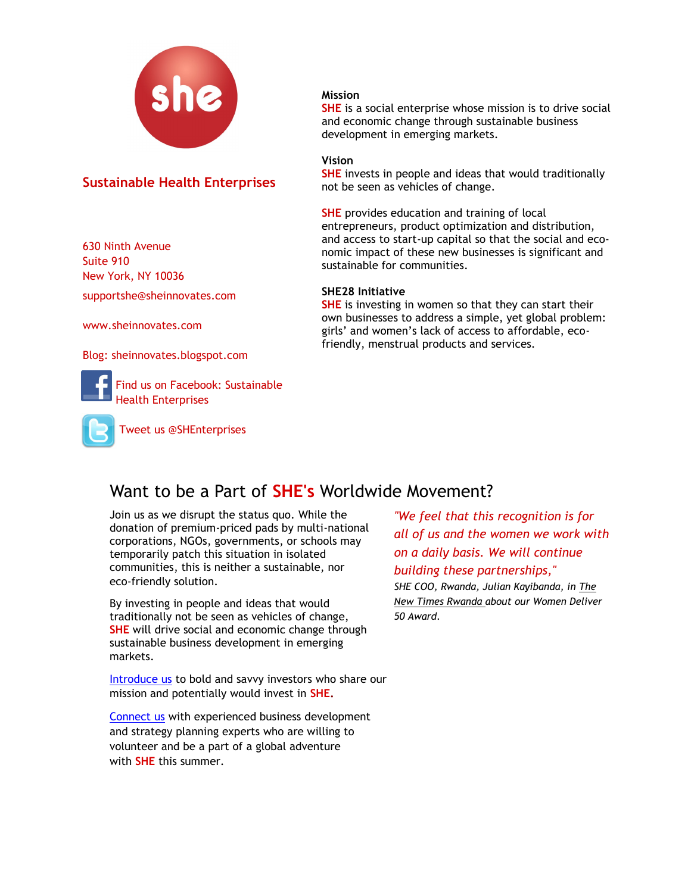she

**Sustainable Health Enterprises**

630 Ninth Avenue
Suite 910
New York, NY 10036

supportshe@sheinnovates.com

www.sheinnovates.com

Blog: sheinnovates.blogspot.com

Find us on Facebook: Sustainable Health Enterprises

Tweet us @SHEnterprises

**Mission**
SHE is a social enterprise whose mission is to drive social and economic change through sustainable business development in emerging markets.

**Vision**
SHE invests in people and ideas that would traditionally not be seen as vehicles of change.

SHE provides education and training of local entrepreneurs, product optimization and distribution, and access to start-up capital so that the social and economic impact of these new businesses is significant and sustainable for communities.

**SHE28 Initiative**
SHE is investing in women so that they can start their own businesses to address a simple, yet global problem: girls' and women's lack of access to affordable, eco-friendly, menstrual products and services.

## Want to be a Part of SHE's Worldwide Movement?

Join us as we disrupt the status quo. While the donation of premium-priced pads by multi-national corporations, NGOs, governments, or schools may temporarily patch this situation in isolated communities, this is neither a sustainable, nor eco-friendly solution.

By investing in people and ideas that would traditionally not be seen as vehicles of change, SHE will drive social and economic change through sustainable business development in emerging markets.

Introduce us to bold and savvy investors who share our mission and potentially would invest in SHE.

Connect us with experienced business development and strategy planning experts who are willing to volunteer and be a part of a global adventure with SHE this summer.

*"We feel that this recognition is for all of us and the women we work with on a daily basis. We will continue building these partnerships,"*

*SHE COO, Rwanda, Julian Kayibanda, in The New Times Rwanda about our Women Deliver 50 Award.*